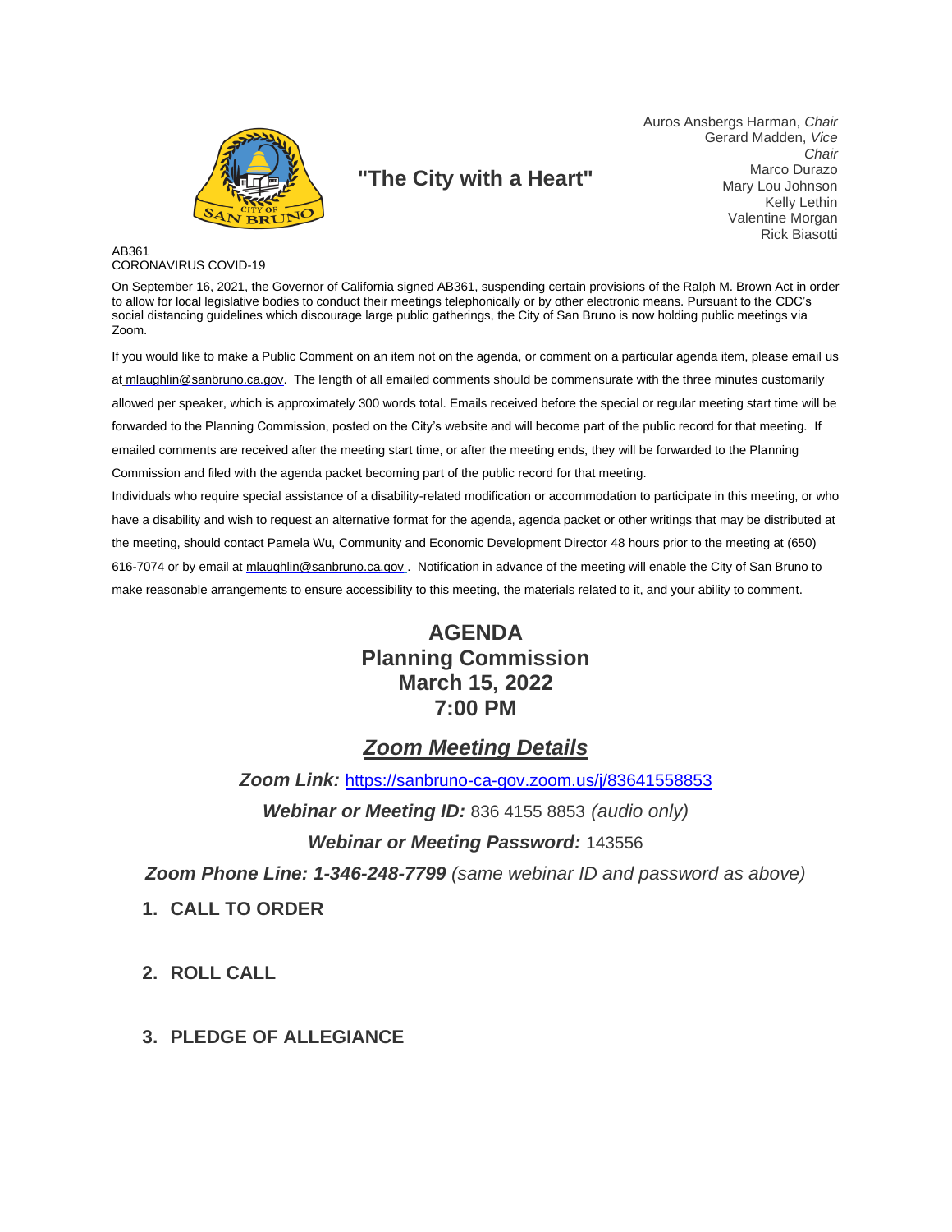"The City with a Heart"

Auros Ansbergs Harman, *Chair*
Gerard Madden, *Vice Chair*
Marco Durazo
Mary Lou Johnson
Kelly Lethin
Valentine Morgan
Rick Biasotti

AB361
CORONAVIRUS COVID-19

On September 16, 2021, the Governor of California signed AB361, suspending certain provisions of the Ralph M. Brown Act in order to allow for local legislative bodies to conduct their meetings telephonically or by other electronic means. Pursuant to the CDC's social distancing guidelines which discourage large public gatherings, the City of San Bruno is now holding public meetings via Zoom.

If you would like to make a Public Comment on an item not on the agenda, or comment on a particular agenda item, please email us at mlaughlin@sanbruno.ca.gov. The length of all emailed comments should be commensurate with the three minutes customarily allowed per speaker, which is approximately 300 words total. Emails received before the special or regular meeting start time will be forwarded to the Planning Commission, posted on the City's website and will become part of the public record for that meeting. If emailed comments are received after the meeting start time, or after the meeting ends, they will be forwarded to the Planning Commission and filed with the agenda packet becoming part of the public record for that meeting.

Individuals who require special assistance of a disability-related modification or accommodation to participate in this meeting, or who have a disability and wish to request an alternative format for the agenda, agenda packet or other writings that may be distributed at the meeting, should contact Pamela Wu, Community and Economic Development Director 48 hours prior to the meeting at (650) 616-7074 or by email at mlaughlin@sanbruno.ca.gov . Notification in advance of the meeting will enable the City of San Bruno to make reasonable arrangements to ensure accessibility to this meeting, the materials related to it, and your ability to comment.

# AGENDA
# Planning Commission
# March 15, 2022
# 7:00 PM

## ***Zoom Meeting Details***

***Zoom Link:*** https://sanbruno-ca-gov.zoom.us/j/83641558853

***Webinar or Meeting ID:*** 836 4155 8853 *(audio only)*

***Webinar or Meeting Password:*** 143556

***Zoom Phone Line: 1-346-248-7799*** *(same webinar ID and password as above)*

1. **CALL TO ORDER**

2. **ROLL CALL**

3. **PLEDGE OF ALLEGIANCE**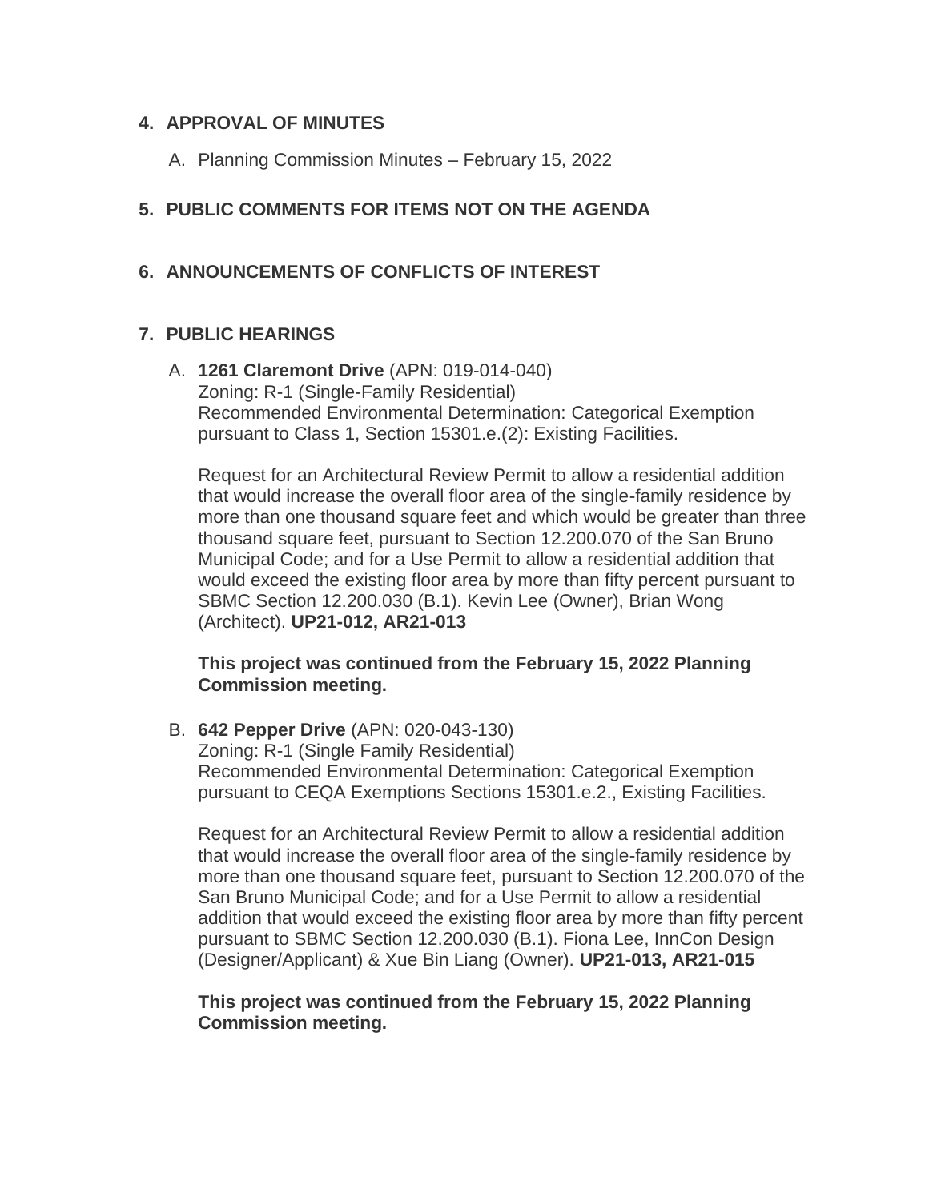**4. APPROVAL OF MINUTES**

A. Planning Commission Minutes – February 15, 2022

**5. PUBLIC COMMENTS FOR ITEMS NOT ON THE AGENDA**

**6. ANNOUNCEMENTS OF CONFLICTS OF INTEREST**

**7. PUBLIC HEARINGS**

A. **1261 Claremont Drive** (APN: 019-014-040)
Zoning: R-1 (Single-Family Residential)
Recommended Environmental Determination: Categorical Exemption pursuant to Class 1, Section 15301.e.(2): Existing Facilities.

Request for an Architectural Review Permit to allow a residential addition that would increase the overall floor area of the single-family residence by more than one thousand square feet and which would be greater than three thousand square feet, pursuant to Section 12.200.070 of the San Bruno Municipal Code; and for a Use Permit to allow a residential addition that would exceed the existing floor area by more than fifty percent pursuant to SBMC Section 12.200.030 (B.1). Kevin Lee (Owner), Brian Wong (Architect). **UP21-012, AR21-013**

**This project was continued from the February 15, 2022 Planning Commission meeting.**

B. **642 Pepper Drive** (APN: 020-043-130)
Zoning: R-1 (Single Family Residential)
Recommended Environmental Determination: Categorical Exemption pursuant to CEQA Exemptions Sections 15301.e.2., Existing Facilities.

Request for an Architectural Review Permit to allow a residential addition that would increase the overall floor area of the single-family residence by more than one thousand square feet, pursuant to Section 12.200.070 of the San Bruno Municipal Code; and for a Use Permit to allow a residential addition that would exceed the existing floor area by more than fifty percent pursuant to SBMC Section 12.200.030 (B.1). Fiona Lee, InnCon Design (Designer/Applicant) & Xue Bin Liang (Owner). **UP21-013, AR21-015**

**This project was continued from the February 15, 2022 Planning Commission meeting.**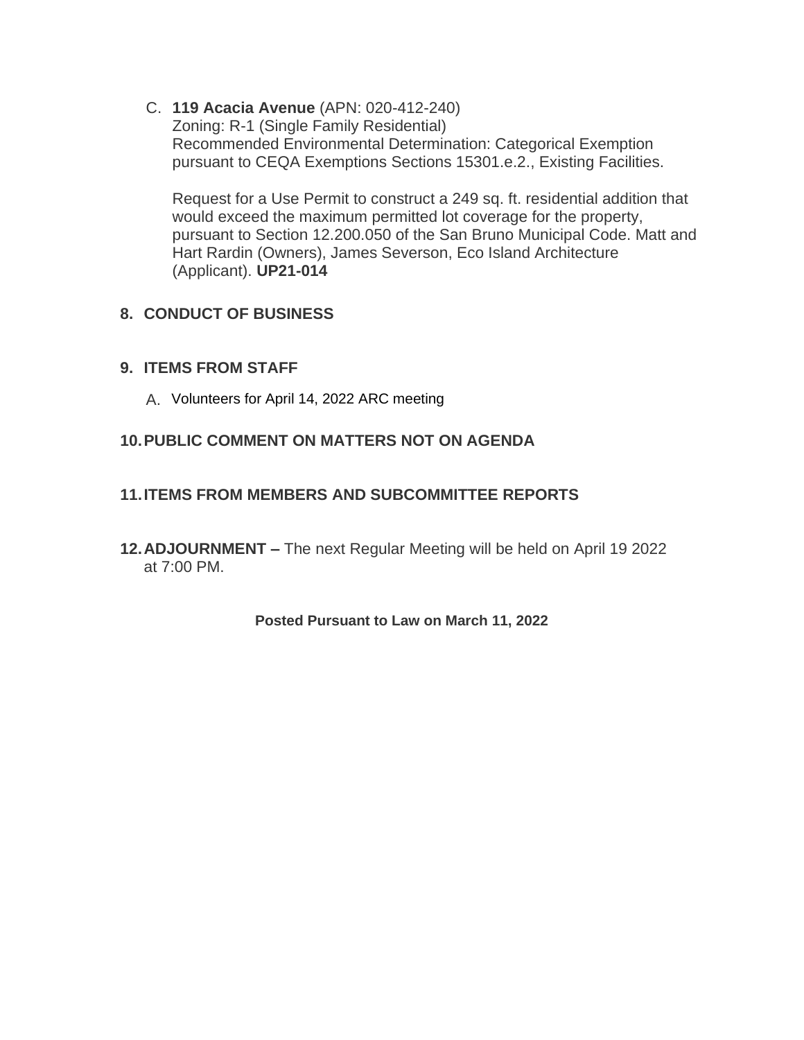C. **119 Acacia Avenue** (APN: 020-412-240)
Zoning: R-1 (Single Family Residential)
Recommended Environmental Determination: Categorical Exemption pursuant to CEQA Exemptions Sections 15301.e.2., Existing Facilities.

Request for a Use Permit to construct a 249 sq. ft. residential addition that would exceed the maximum permitted lot coverage for the property, pursuant to Section 12.200.050 of the San Bruno Municipal Code. Matt and Hart Rardin (Owners), James Severson, Eco Island Architecture (Applicant). **UP21-014**

**8. CONDUCT OF BUSINESS**

**9. ITEMS FROM STAFF**

A. Volunteers for April 14, 2022 ARC meeting

**10. PUBLIC COMMENT ON MATTERS NOT ON AGENDA**

**11. ITEMS FROM MEMBERS AND SUBCOMMITTEE REPORTS**

**12. ADJOURNMENT –** The next Regular Meeting will be held on April 19 2022 at 7:00 PM.

**Posted Pursuant to Law on March 11, 2022**